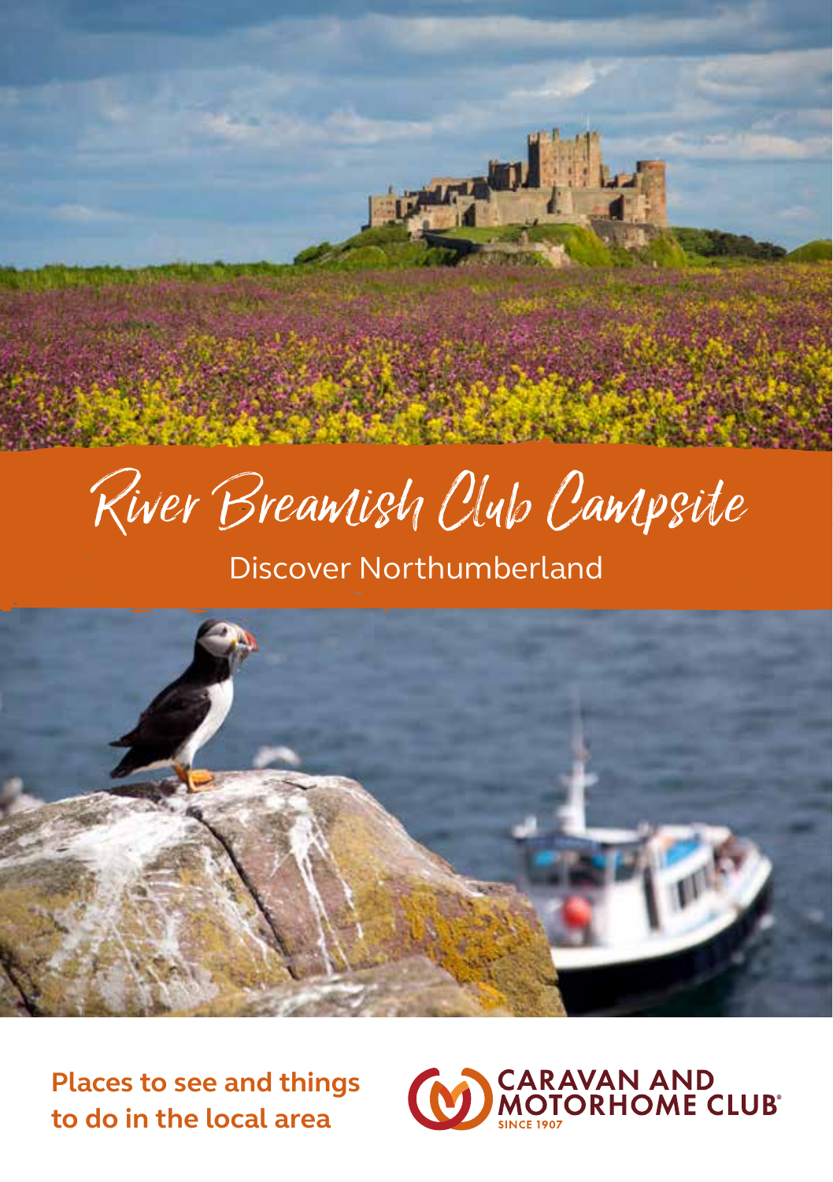# River Breamish Club Campsite

## Discover Northumberland

**Places to see and things to do in the local area**

CARAVAN AND MOTORHOME CLUB
SINCE 1907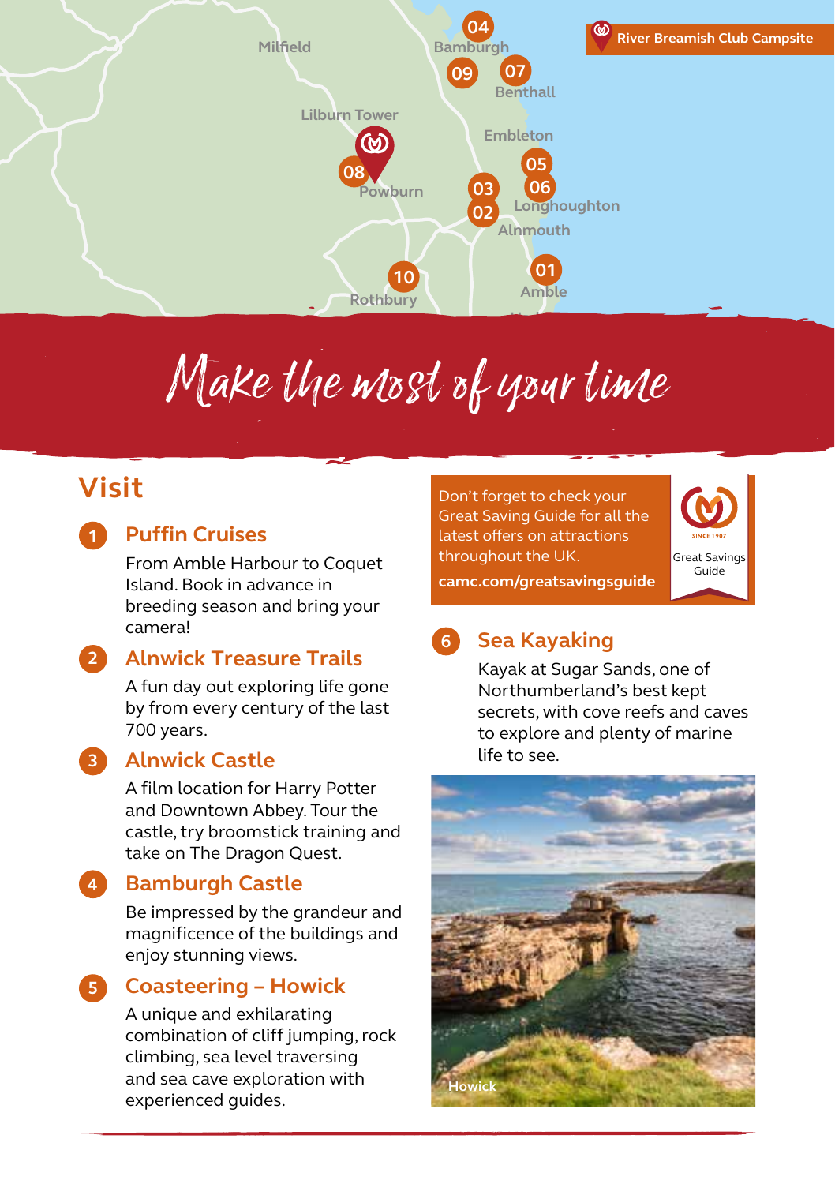River Breamish Club Campsite

# Make the most of your time

## Visit

**1 Puffin Cruises**

From Amble Harbour to Coquet Island. Book in advance in breeding season and bring your camera!

**2 Alnwick Treasure Trails**

A fun day out exploring life gone by from every century of the last 700 years.

**3 Alnwick Castle**

A film location for Harry Potter and Downtown Abbey. Tour the castle, try broomstick training and take on The Dragon Quest.

**4 Bamburgh Castle**

Be impressed by the grandeur and magnificence of the buildings and enjoy stunning views.

**5 Coasteering – Howick**

A unique and exhilarating combination of cliff jumping, rock climbing, sea level traversing and sea cave exploration with experienced guides.

Don't forget to check your Great Saving Guide for all the latest offers on attractions throughout the UK.

**camc.com/greatsavingsguide**

Great Savings Guide

**6 Sea Kayaking**

Kayak at Sugar Sands, one of Northumberland's best kept secrets, with cove reefs and caves to explore and plenty of marine life to see.

Howick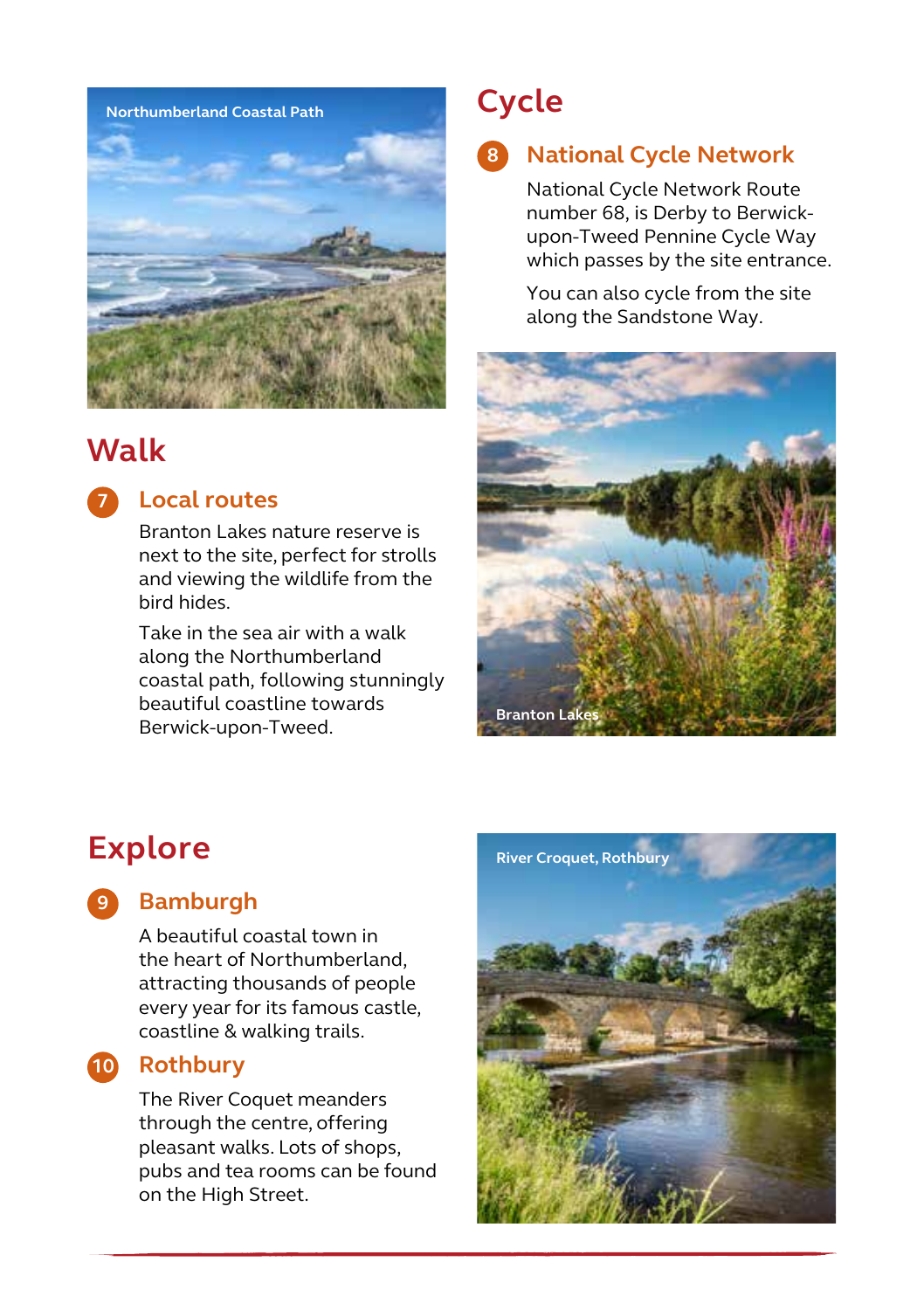Northumberland Coastal Path

## Walk

### 7 Local routes

Branton Lakes nature reserve is next to the site, perfect for strolls and viewing the wildlife from the bird hides.

Take in the sea air with a walk along the Northumberland coastal path, following stunningly beautiful coastline towards Berwick-upon-Tweed.

## Cycle

### 8 National Cycle Network

National Cycle Network Route number 68, is Derby to Berwick-upon-Tweed Pennine Cycle Way which passes by the site entrance.

You can also cycle from the site along the Sandstone Way.

Branton Lakes

## Explore

### 9 Bamburgh

A beautiful coastal town in the heart of Northumberland, attracting thousands of people every year for its famous castle, coastline & walking trails.

### 10 Rothbury

The River Coquet meanders through the centre, offering pleasant walks. Lots of shops, pubs and tea rooms can be found on the High Street.

River Croquet, Rothbury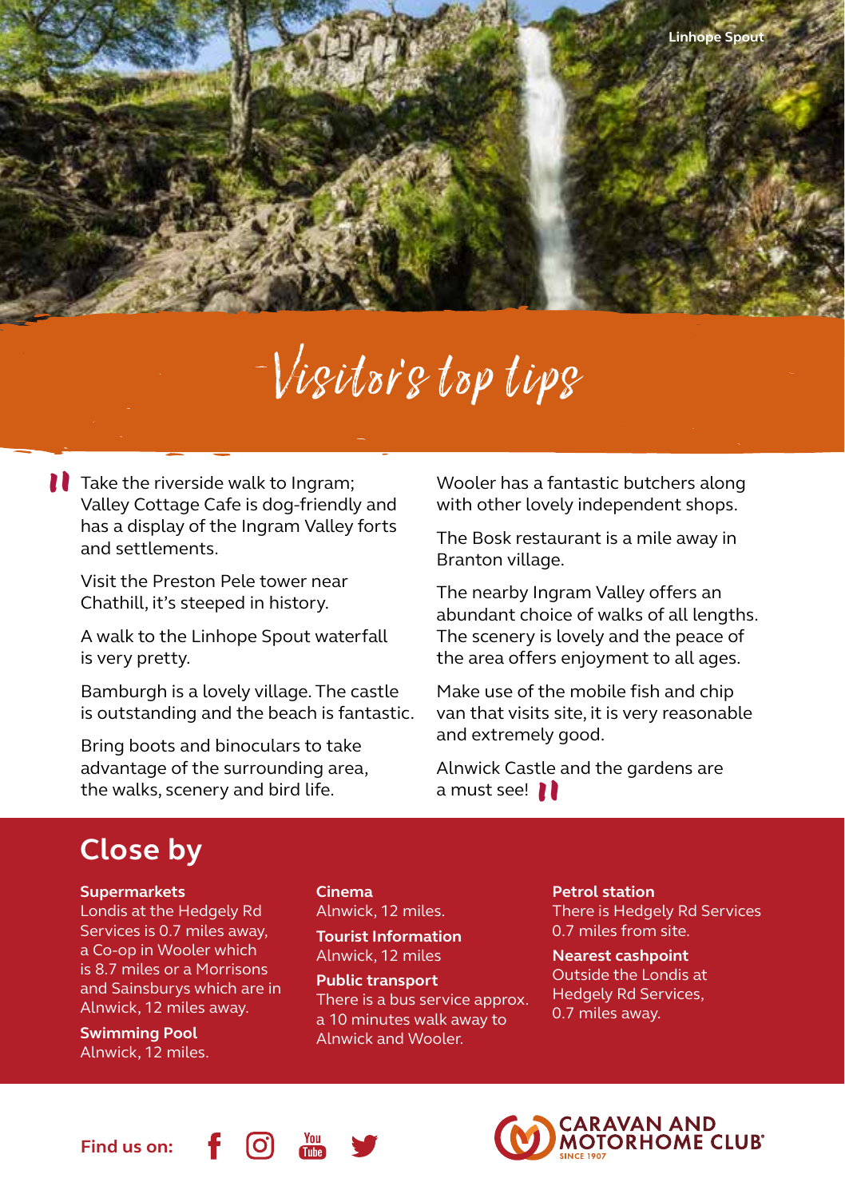Linhope Spout

# Visitor's top tips

Take the riverside walk to Ingram; Valley Cottage Cafe is dog-friendly and has a display of the Ingram Valley forts and settlements.

Visit the Preston Pele tower near Chathill, it's steeped in history.

A walk to the Linhope Spout waterfall is very pretty.

Bamburgh is a lovely village. The castle is outstanding and the beach is fantastic.

Bring boots and binoculars to take advantage of the surrounding area, the walks, scenery and bird life.

Wooler has a fantastic butchers along with other lovely independent shops.

The Bosk restaurant is a mile away in Branton village.

The nearby Ingram Valley offers an abundant choice of walks of all lengths. The scenery is lovely and the peace of the area offers enjoyment to all ages.

Make use of the mobile fish and chip van that visits site, it is very reasonable and extremely good.

Alnwick Castle and the gardens are a must see!

## Close by

**Supermarkets**
Londis at the Hedgely Rd Services is 0.7 miles away, a Co-op in Wooler which is 8.7 miles or a Morrisons and Sainsburys which are in Alnwick, 12 miles away.

**Swimming Pool**
Alnwick, 12 miles.

**Cinema**
Alnwick, 12 miles.

**Tourist Information**
Alnwick, 12 miles

**Public transport**
There is a bus service approx. a 10 minutes walk away to Alnwick and Wooler.

**Petrol station**
There is Hedgely Rd Services 0.7 miles from site.

**Nearest cashpoint**
Outside the Londis at Hedgely Rd Services, 0.7 miles away.

**Find us on:**

CARAVAN AND MOTORHOME CLUB SINCE 1907